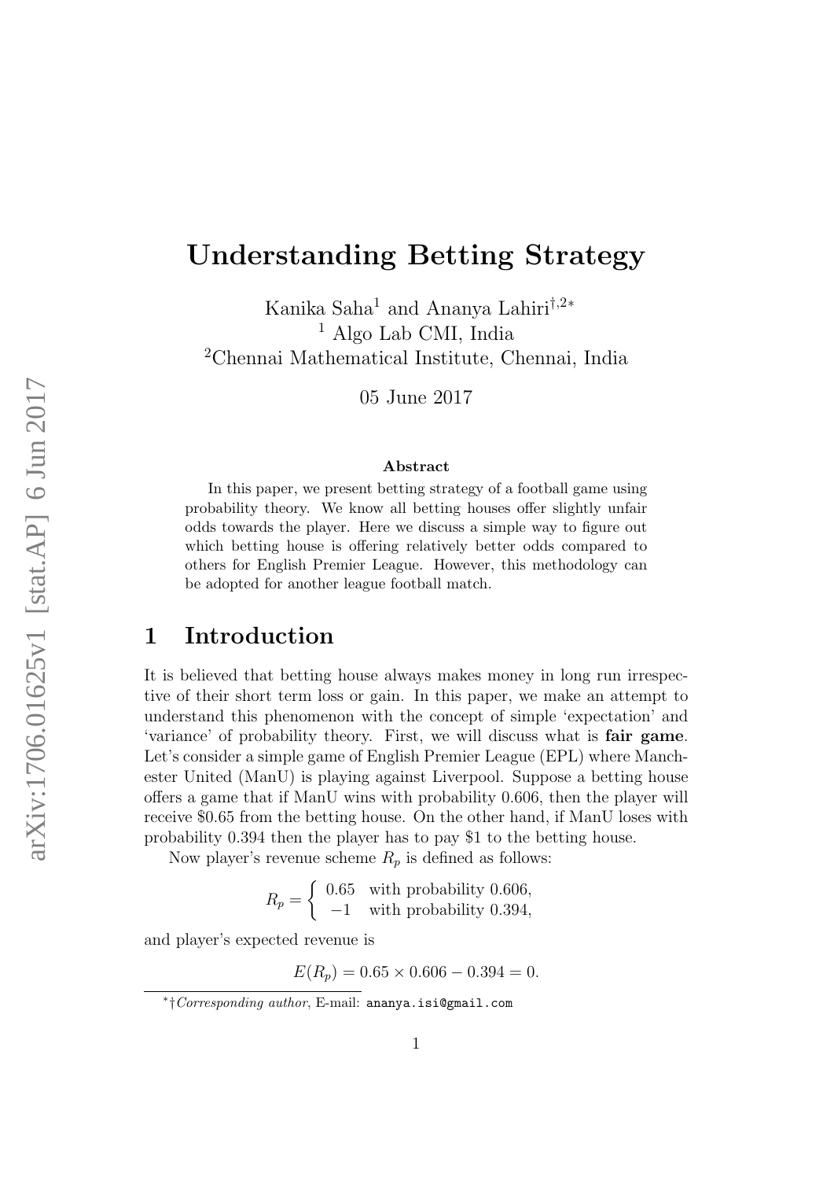# Understanding Betting Strategy

Kanika Saha[1] and Ananya Lahiri[†,2*]

[1] Algo Lab CMI, India

[2]Chennai Mathematical Institute, Chennai, India

05 June 2017

### Abstract

In this paper, we present betting strategy of a football game using probability theory. We know all betting houses offer slightly unfair odds towards the player. Here we discuss a simple way to figure out which betting house is offering relatively better odds compared to others for English Premier League. However, this methodology can be adopted for another league football match.

## 1 Introduction

It is believed that betting house always makes money in long run irrespective of their short term loss or gain. In this paper, we make an attempt to understand this phenomenon with the concept of simple 'expectation' and 'variance' of probability theory. First, we will discuss what is **fair game**. Let's consider a simple game of English Premier League (EPL) where Manchester United (ManU) is playing against Liverpool. Suppose a betting house offers a game that if ManU wins with probability 0.606, then the player will receive \$0.65 from the betting house. On the other hand, if ManU loses with probability 0.394 then the player has to pay \$1 to the betting house.

Now player's revenue scheme $R_p$ is defined as follows:

$$R_p = \begin{cases} 0.65 & \text{with probability } 0.606, \\ -1 & \text{with probability } 0.394, \end{cases}$$

and player's expected revenue is

$$E(R_p) = 0.65 \times 0.606 - 0.394 = 0.$$

*†*Corresponding author*, E-mail: ananya.isi@gmail.com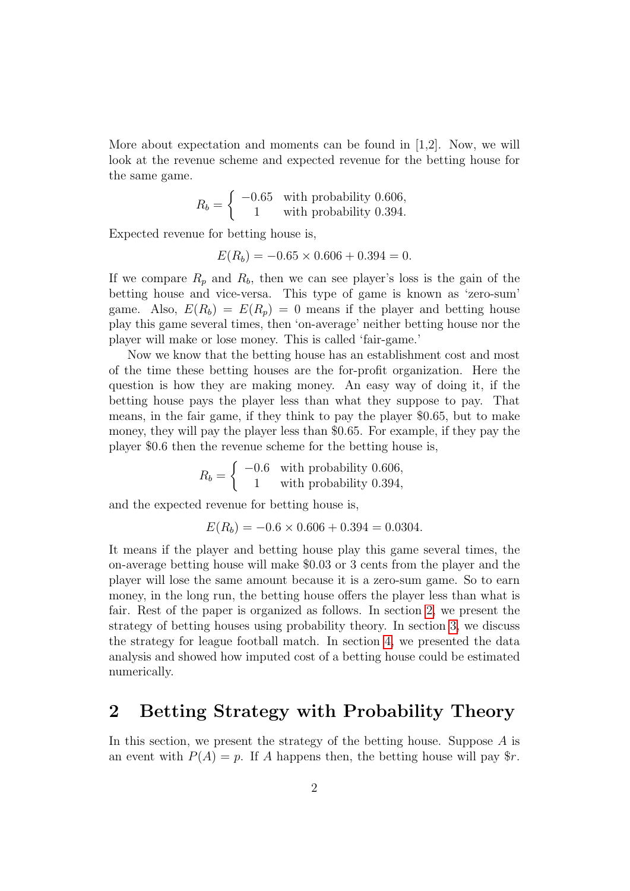More about expectation and moments can be found in [1,2]. Now, we will look at the revenue scheme and expected revenue for the betting house for the same game.

$$R_b = \begin{cases} -0.65 & \text{with probability } 0.606, \\ 1 & \text{with probability } 0.394. \end{cases}$$

Expected revenue for betting house is,

$$E(R_b) = -0.65 \times 0.606 + 0.394 = 0.$$

If we compare $R_p$ and $R_b$, then we can see player's loss is the gain of the betting house and vice-versa. This type of game is known as 'zero-sum' game. Also, $E(R_b) = E(R_p) = 0$ means if the player and betting house play this game several times, then 'on-average' neither betting house nor the player will make or lose money. This is called 'fair-game.'

Now we know that the betting house has an establishment cost and most of the time these betting houses are the for-profit organization. Here the question is how they are making money. An easy way of doing it, if the betting house pays the player less than what they suppose to pay. That means, in the fair game, if they think to pay the player \$0.65, but to make money, they will pay the player less than \$0.65. For example, if they pay the player \$0.6 then the revenue scheme for the betting house is,

$$R_b = \begin{cases} -0.6 & \text{with probability } 0.606, \\ 1 & \text{with probability } 0.394, \end{cases}$$

and the expected revenue for betting house is,

$$E(R_b) = -0.6 \times 0.606 + 0.394 = 0.0304.$$

It means if the player and betting house play this game several times, the on-average betting house will make \$0.03 or 3 cents from the player and the player will lose the same amount because it is a zero-sum game. So to earn money, in the long run, the betting house offers the player less than what is fair. Rest of the paper is organized as follows. In section 2, we present the strategy of betting houses using probability theory. In section 3, we discuss the strategy for league football match. In section 4, we presented the data analysis and showed how imputed cost of a betting house could be estimated numerically.

## 2 Betting Strategy with Probability Theory

In this section, we present the strategy of the betting house. Suppose $A$ is an event with $P(A) = p$. If $A$ happens then, the betting house will pay \$$r$.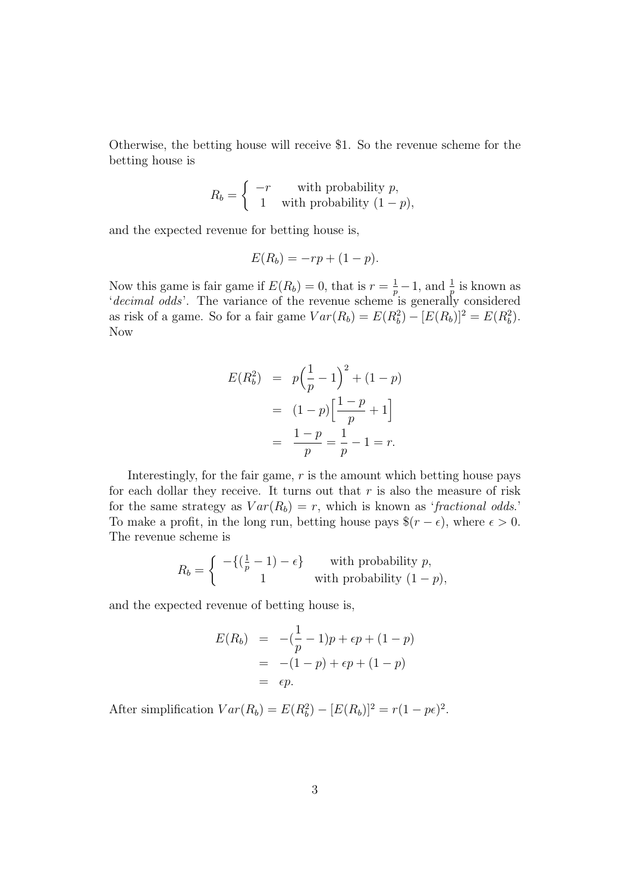Otherwise, the betting house will receive \$1. So the revenue scheme for the betting house is

$$R_b = \begin{cases} -r & \text{with probability } p, \\ 1 & \text{with probability } (1-p), \end{cases}$$

and the expected revenue for betting house is,

$$E(R_b) = -rp + (1-p).$$

Now this game is fair game if $E(R_b) = 0$, that is $r = \frac{1}{p} - 1$, and $\frac{1}{p}$ is known as '*decimal odds*'. The variance of the revenue scheme is generally considered as risk of a game. So for a fair game $Var(R_b) = E(R_b^2) - [E(R_b)]^2 = E(R_b^2)$. Now

$$\begin{aligned} E(R_b^2) &= p\Big(\frac{1}{p} - 1\Big)^2 + (1-p) \\ &= (1-p)\Big[\frac{1-p}{p} + 1\Big] \\ &= \frac{1-p}{p} = \frac{1}{p} - 1 = r. \end{aligned}$$

Interestingly, for the fair game, $r$ is the amount which betting house pays for each dollar they receive. It turns out that $r$ is also the measure of risk for the same strategy as $Var(R_b) = r$, which is known as '*fractional odds*.' To make a profit, in the long run, betting house pays $\$(r - \epsilon)$, where $\epsilon > 0$. The revenue scheme is

$$R_b = \begin{cases} -\{(\frac{1}{p} - 1) - \epsilon\} & \text{with probability } p, \\ 1 & \text{with probability } (1-p), \end{cases}$$

and the expected revenue of betting house is,

$$\begin{aligned} E(R_b) &= -(\frac{1}{p} - 1)p + \epsilon p + (1-p) \\ &= -(1-p) + \epsilon p + (1-p) \\ &= \epsilon p. \end{aligned}$$

After simplification $Var(R_b) = E(R_b^2) - [E(R_b)]^2 = r(1 - p\epsilon)^2$.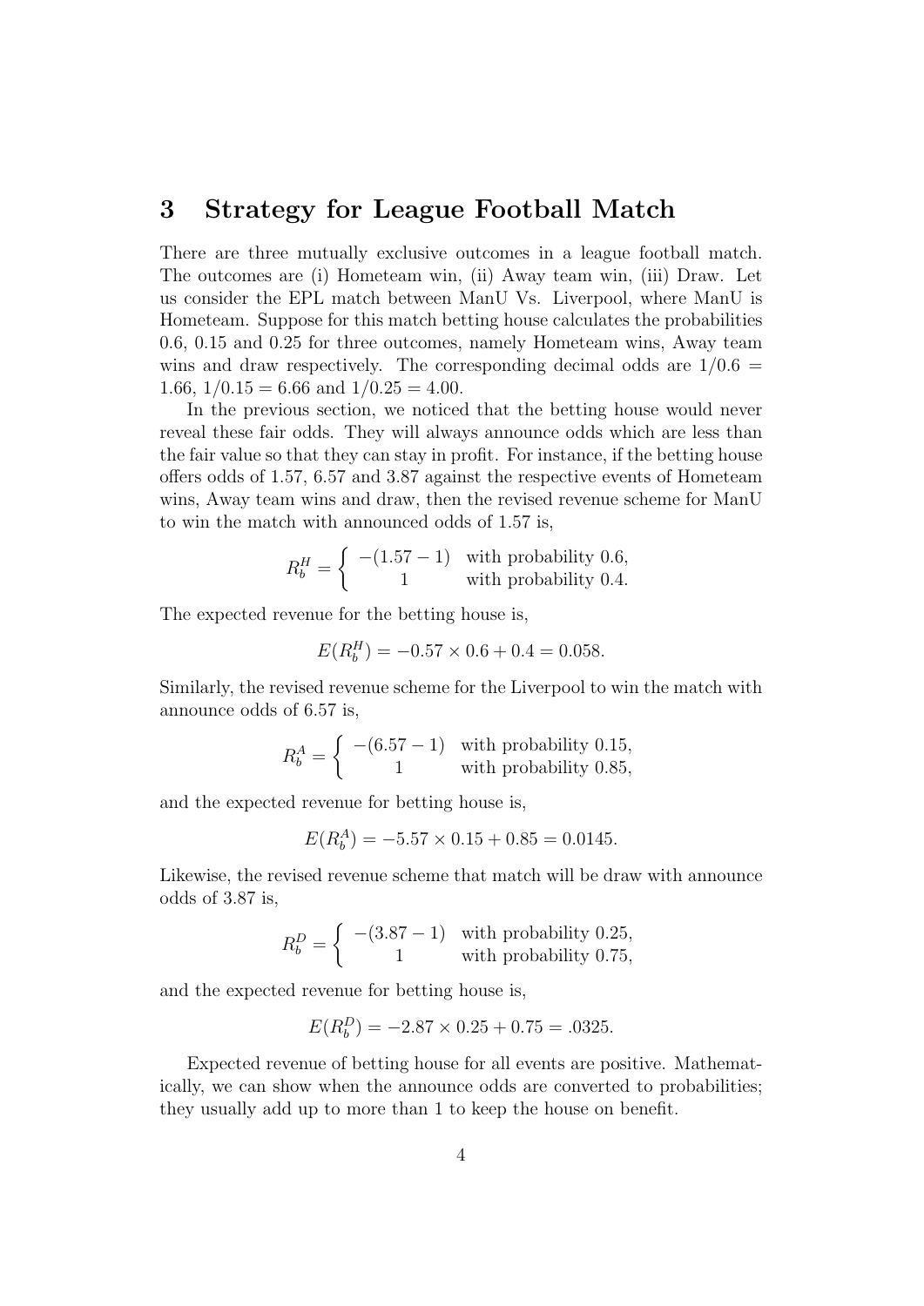## 3 Strategy for League Football Match

There are three mutually exclusive outcomes in a league football match. The outcomes are (i) Hometeam win, (ii) Away team win, (iii) Draw. Let us consider the EPL match between ManU Vs. Liverpool, where ManU is Hometeam. Suppose for this match betting house calculates the probabilities 0.6, 0.15 and 0.25 for three outcomes, namely Hometeam wins, Away team wins and draw respectively. The corresponding decimal odds are $1/0.6 = 1.66$, $1/0.15 = 6.66$ and $1/0.25 = 4.00$.

In the previous section, we noticed that the betting house would never reveal these fair odds. They will always announce odds which are less than the fair value so that they can stay in profit. For instance, if the betting house offers odds of 1.57, 6.57 and 3.87 against the respective events of Hometeam wins, Away team wins and draw, then the revised revenue scheme for ManU to win the match with announced odds of 1.57 is,

$$R_b^H = \begin{cases} -(1.57-1) & \text{with probability } 0.6, \\ 1 & \text{with probability } 0.4. \end{cases}$$

The expected revenue for the betting house is,

$$E(R_b^H) = -0.57 \times 0.6 + 0.4 = 0.058.$$

Similarly, the revised revenue scheme for the Liverpool to win the match with announce odds of 6.57 is,

$$R_b^A = \begin{cases} -(6.57-1) & \text{with probability } 0.15, \\ 1 & \text{with probability } 0.85, \end{cases}$$

and the expected revenue for betting house is,

$$E(R_b^A) = -5.57 \times 0.15 + 0.85 = 0.0145.$$

Likewise, the revised revenue scheme that match will be draw with announce odds of 3.87 is,

$$R_b^D = \begin{cases} -(3.87-1) & \text{with probability } 0.25, \\ 1 & \text{with probability } 0.75, \end{cases}$$

and the expected revenue for betting house is,

$$E(R_b^D) = -2.87 \times 0.25 + 0.75 = .0325.$$

Expected revenue of betting house for all events are positive. Mathematically, we can show when the announce odds are converted to probabilities; they usually add up to more than 1 to keep the house on benefit.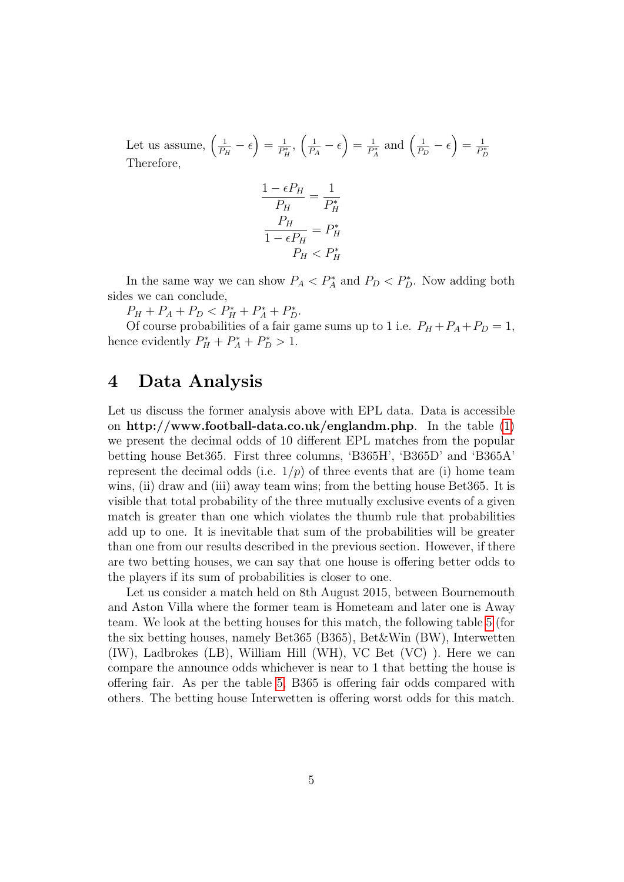Let us assume, $\left(\frac{1}{P_H} - \epsilon\right) = \frac{1}{P_H^*}$, $\left(\frac{1}{P_A} - \epsilon\right) = \frac{1}{P_A^*}$ and $\left(\frac{1}{P_D} - \epsilon\right) = \frac{1}{P_D^*}$
Therefore,

$$\frac{1 - \epsilon P_H}{P_H} = \frac{1}{P_H^*}$$

$$\frac{P_H}{1 - \epsilon P_H} = P_H^*$$

$$P_H < P_H^*$$

In the same way we can show $P_A < P_A^*$ and $P_D < P_D^*$. Now adding both sides we can conclude,

$P_H + P_A + P_D < P_H^* + P_A^* + P_D^*$.

Of course probabilities of a fair game sums up to 1 i.e. $P_H + P_A + P_D = 1$, hence evidently $P_H^* + P_A^* + P_D^* > 1$.

# 4 Data Analysis

Let us discuss the former analysis above with EPL data. Data is accessible on **http://www.football-data.co.uk/englandm.php**. In the table (1) we present the decimal odds of 10 different EPL matches from the popular betting house Bet365. First three columns, 'B365H', 'B365D' and 'B365A' represent the decimal odds (i.e. $1/p$) of three events that are (i) home team wins, (ii) draw and (iii) away team wins; from the betting house Bet365. It is visible that total probability of the three mutually exclusive events of a given match is greater than one which violates the thumb rule that probabilities add up to one. It is inevitable that sum of the probabilities will be greater than one from our results described in the previous section. However, if there are two betting houses, we can say that one house is offering better odds to the players if its sum of probabilities is closer to one.

Let us consider a match held on 8th August 2015, between Bournemouth and Aston Villa where the former team is Hometeam and later one is Away team. We look at the betting houses for this match, the following table 5 (for the six betting houses, namely Bet365 (B365), Bet&Win (BW), Interwetten (IW), Ladbrokes (LB), William Hill (WH), VC Bet (VC) ). Here we can compare the announce odds whichever is near to 1 that betting the house is offering fair. As per the table 5, B365 is offering fair odds compared with others. The betting house Interwetten is offering worst odds for this match.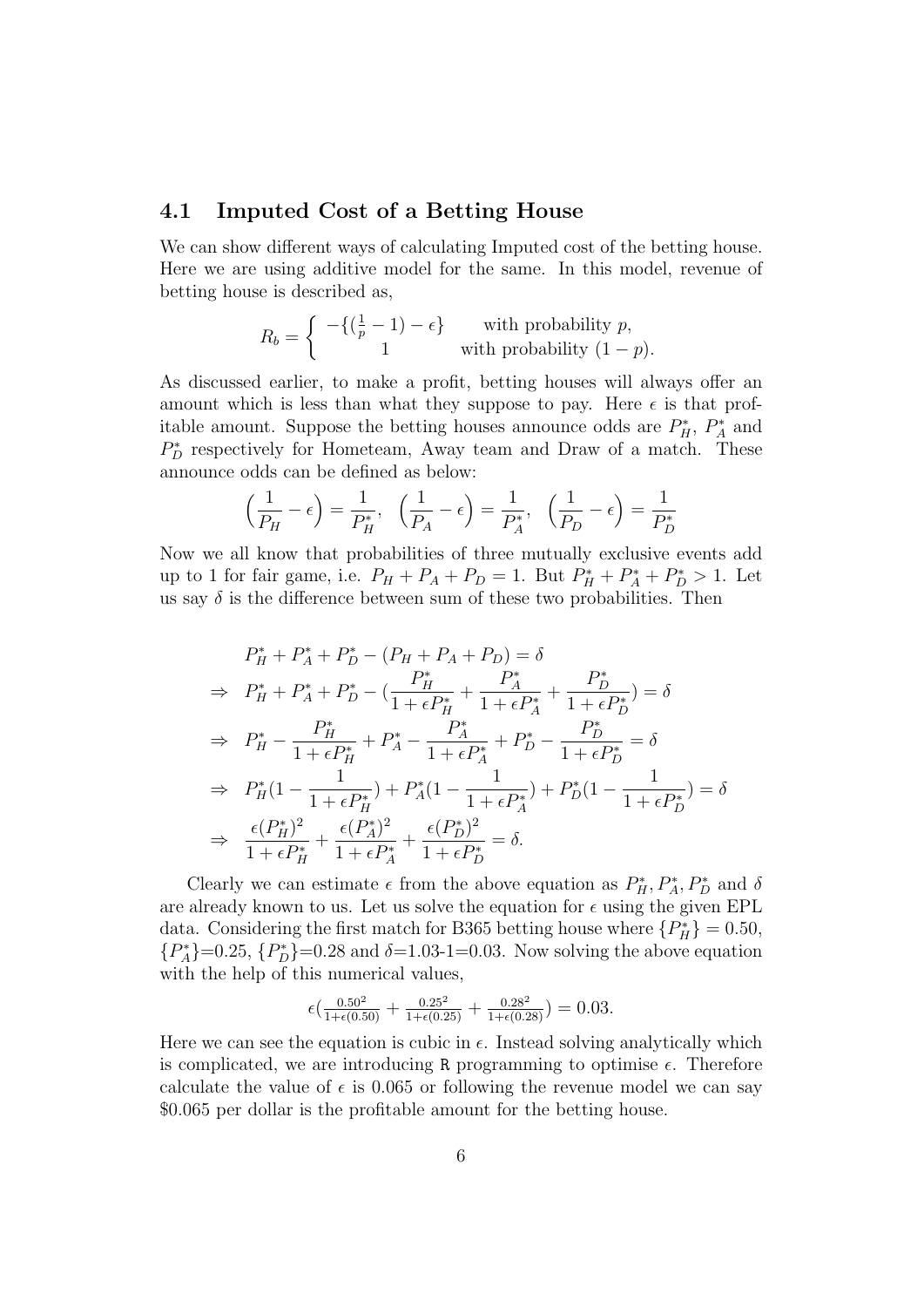### 4.1 Imputed Cost of a Betting House

We can show different ways of calculating Imputed cost of the betting house. Here we are using additive model for the same. In this model, revenue of betting house is described as,

$$R_b = \begin{cases} -\{(\frac{1}{p} - 1) - \epsilon\} & \text{with probability } p, \\ 1 & \text{with probability } (1-p). \end{cases}$$

As discussed earlier, to make a profit, betting houses will always offer an amount which is less than what they suppose to pay. Here $\epsilon$ is that profitable amount. Suppose the betting houses announce odds are $P_H^*$, $P_A^*$ and $P_D^*$ respectively for Hometeam, Away team and Draw of a match. These announce odds can be defined as below:

$$\Big(\frac{1}{P_H} - \epsilon\Big) = \frac{1}{P_H^*}, \quad \Big(\frac{1}{P_A} - \epsilon\Big) = \frac{1}{P_A^*}, \quad \Big(\frac{1}{P_D} - \epsilon\Big) = \frac{1}{P_D^*}$$

Now we all know that probabilities of three mutually exclusive events add up to 1 for fair game, i.e. $P_H + P_A + P_D = 1$. But $P_H^* + P_A^* + P_D^* > 1$. Let us say $\delta$ is the difference between sum of these two probabilities. Then

$$\begin{aligned}
& P_H^* + P_A^* + P_D^* - (P_H + P_A + P_D) = \delta \\
\Rightarrow\ & P_H^* + P_A^* + P_D^* - \Big(\frac{P_H^*}{1+\epsilon P_H^*} + \frac{P_A^*}{1+\epsilon P_A^*} + \frac{P_D^*}{1+\epsilon P_D^*}\Big) = \delta \\
\Rightarrow\ & P_H^* - \frac{P_H^*}{1+\epsilon P_H^*} + P_A^* - \frac{P_A^*}{1+\epsilon P_A^*} + P_D^* - \frac{P_D^*}{1+\epsilon P_D^*} = \delta \\
\Rightarrow\ & P_H^*\Big(1 - \frac{1}{1+\epsilon P_H^*}\Big) + P_A^*\Big(1 - \frac{1}{1+\epsilon P_A^*}\Big) + P_D^*\Big(1 - \frac{1}{1+\epsilon P_D^*}\Big) = \delta \\
\Rightarrow\ & \frac{\epsilon (P_H^*)^2}{1+\epsilon P_H^*} + \frac{\epsilon (P_A^*)^2}{1+\epsilon P_A^*} + \frac{\epsilon (P_D^*)^2}{1+\epsilon P_D^*} = \delta.
\end{aligned}$$

Clearly we can estimate $\epsilon$ from the above equation as $P_H^*, P_A^*, P_D^*$ and $\delta$ are already known to us. Let us solve the equation for $\epsilon$ using the given EPL data. Considering the first match for B365 betting house where $\{P_H^*\} = 0.50$, $\{P_A^*\}$=0.25, $\{P_D^*\}$=0.28 and $\delta$=1.03-1=0.03. Now solving the above equation with the help of this numerical values,

$$\epsilon\Big(\frac{0.50^2}{1+\epsilon(0.50)} + \frac{0.25^2}{1+\epsilon(0.25)} + \frac{0.28^2}{1+\epsilon(0.28)}\Big) = 0.03.$$

Here we can see the equation is cubic in $\epsilon$. Instead solving analytically which is complicated, we are introducing `R` programming to optimise $\epsilon$. Therefore calculate the value of $\epsilon$ is 0.065 or following the revenue model we can say \$0.065 per dollar is the profitable amount for the betting house.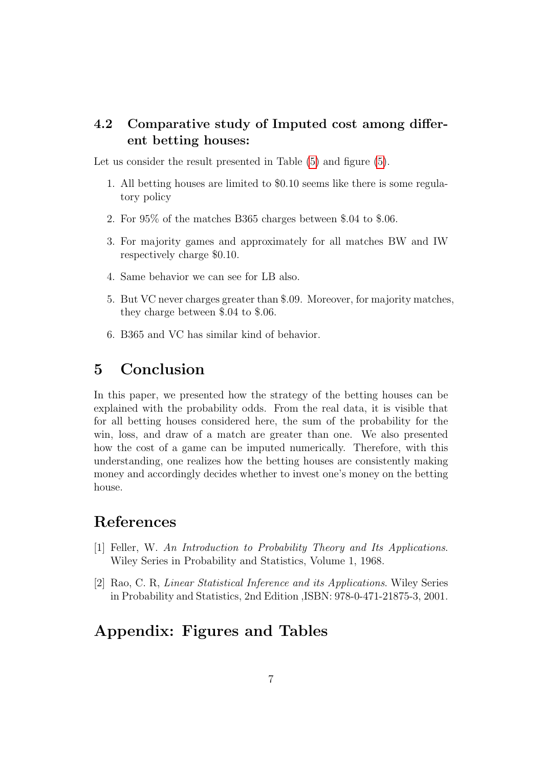### 4.2 Comparative study of Imputed cost among different betting houses:

Let us consider the result presented in Table (5) and figure (5).

1. All betting houses are limited to $0.10 seems like there is some regulatory policy
2. For 95% of the matches B365 charges between $.04 to $.06.
3. For majority games and approximately for all matches BW and IW respectively charge $0.10.
4. Same behavior we can see for LB also.
5. But VC never charges greater than $.09. Moreover, for majority matches, they charge between $.04 to $.06.
6. B365 and VC has similar kind of behavior.

## 5 Conclusion

In this paper, we presented how the strategy of the betting houses can be explained with the probability odds. From the real data, it is visible that for all betting houses considered here, the sum of the probability for the win, loss, and draw of a match are greater than one. We also presented how the cost of a game can be imputed numerically. Therefore, with this understanding, one realizes how the betting houses are consistently making money and accordingly decides whether to invest one's money on the betting house.

## References

[1] Feller, W. *An Introduction to Probability Theory and Its Applications*. Wiley Series in Probability and Statistics, Volume 1, 1968.

[2] Rao, C. R, *Linear Statistical Inference and its Applications*. Wiley Series in Probability and Statistics, 2nd Edition ,ISBN: 978-0-471-21875-3, 2001.

## Appendix: Figures and Tables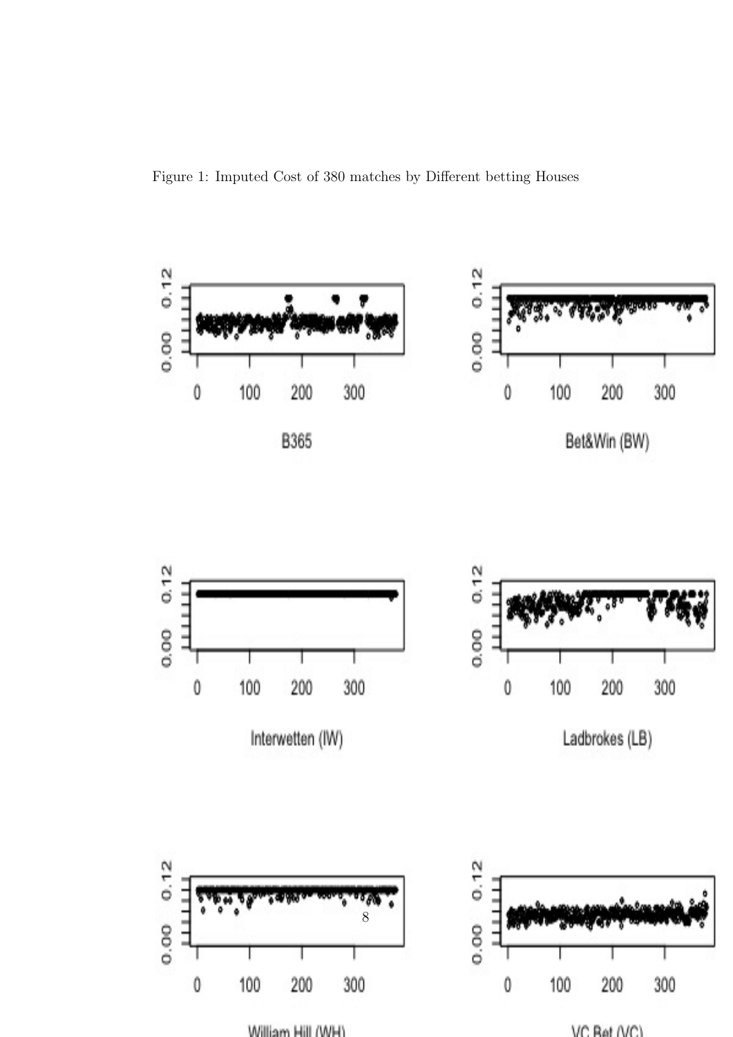Figure 1: Imputed Cost of 380 matches by Different betting Houses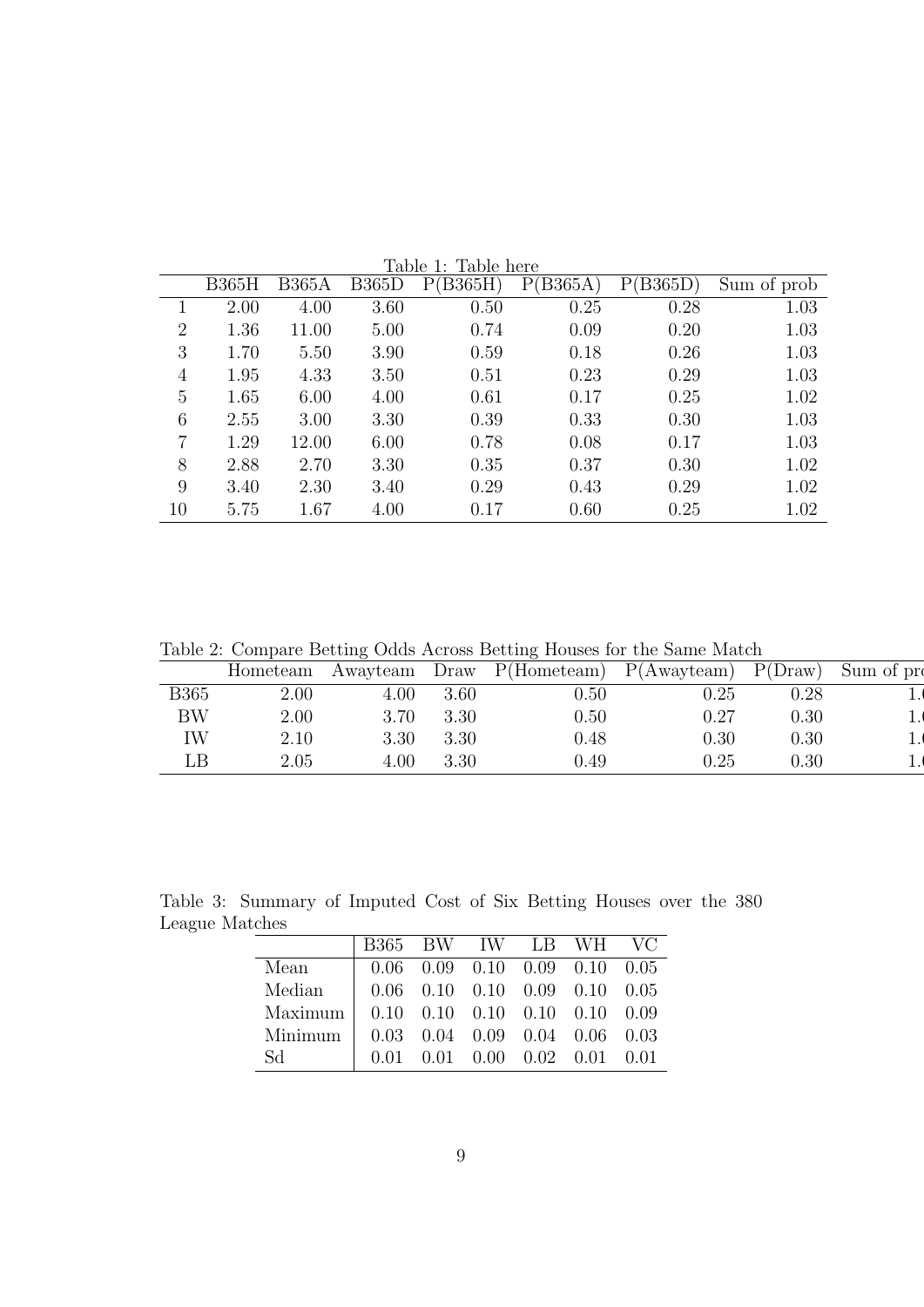Table 1: Table here

| | B365H | B365A | B365D | P(B365H) | P(B365A) | P(B365D) | Sum of prob |
|---|---|---|---|---|---|---|---|
| 1 | 2.00 | 4.00 | 3.60 | 0.50 | 0.25 | 0.28 | 1.03 |
| 2 | 1.36 | 11.00 | 5.00 | 0.74 | 0.09 | 0.20 | 1.03 |
| 3 | 1.70 | 5.50 | 3.90 | 0.59 | 0.18 | 0.26 | 1.03 |
| 4 | 1.95 | 4.33 | 3.50 | 0.51 | 0.23 | 0.29 | 1.03 |
| 5 | 1.65 | 6.00 | 4.00 | 0.61 | 0.17 | 0.25 | 1.02 |
| 6 | 2.55 | 3.00 | 3.30 | 0.39 | 0.33 | 0.30 | 1.03 |
| 7 | 1.29 | 12.00 | 6.00 | 0.78 | 0.08 | 0.17 | 1.03 |
| 8 | 2.88 | 2.70 | 3.30 | 0.35 | 0.37 | 0.30 | 1.02 |
| 9 | 3.40 | 2.30 | 3.40 | 0.29 | 0.43 | 0.29 | 1.02 |
| 10 | 5.75 | 1.67 | 4.00 | 0.17 | 0.60 | 0.25 | 1.02 |

Table 2: Compare Betting Odds Across Betting Houses for the Same Match

| | Hometeam | Awayteam | Draw | P(Hometeam) | P(Awayteam) | P(Draw) | Sum of pro |
|---|---|---|---|---|---|---|---|
| B365 | 2.00 | 4.00 | 3.60 | 0.50 | 0.25 | 0.28 | 1.( |
| BW | 2.00 | 3.70 | 3.30 | 0.50 | 0.27 | 0.30 | 1.( |
| IW | 2.10 | 3.30 | 3.30 | 0.48 | 0.30 | 0.30 | 1.( |
| LB | 2.05 | 4.00 | 3.30 | 0.49 | 0.25 | 0.30 | 1.( |

Table 3: Summary of Imputed Cost of Six Betting Houses over the 380 League Matches

| | B365 | BW | IW | LB | WH | VC |
|---|---|---|---|---|---|---|
| Mean | 0.06 | 0.09 | 0.10 | 0.09 | 0.10 | 0.05 |
| Median | 0.06 | 0.10 | 0.10 | 0.09 | 0.10 | 0.05 |
| Maximum | 0.10 | 0.10 | 0.10 | 0.10 | 0.10 | 0.09 |
| Minimum | 0.03 | 0.04 | 0.09 | 0.04 | 0.06 | 0.03 |
| Sd | 0.01 | 0.01 | 0.00 | 0.02 | 0.01 | 0.01 |